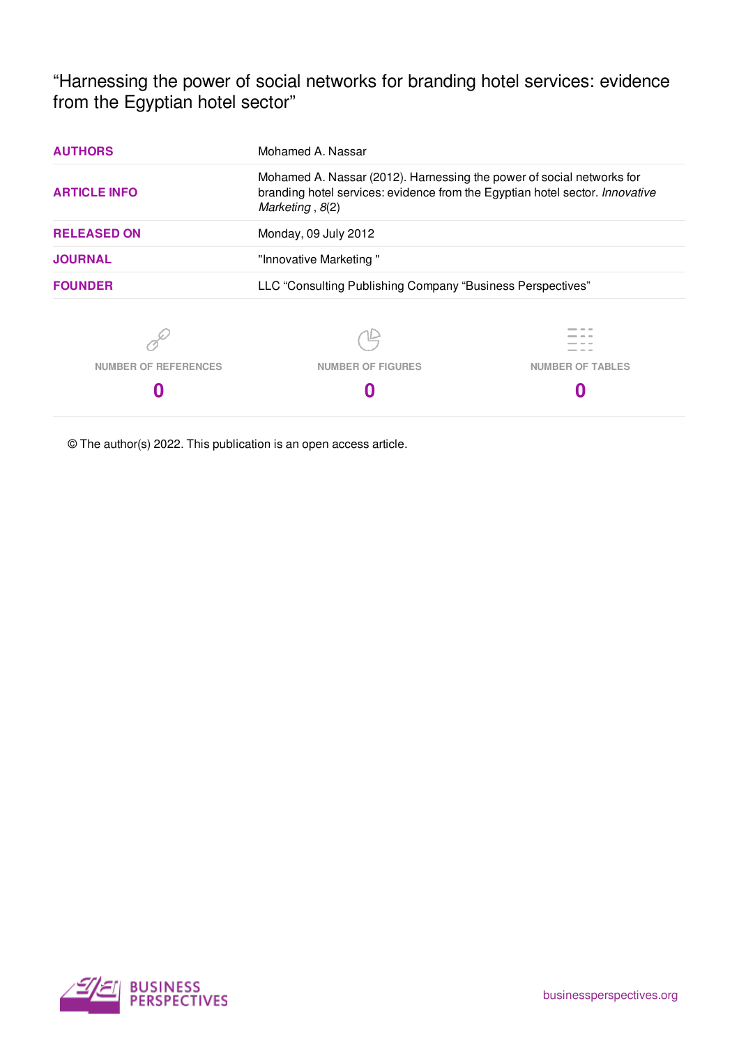# "Harnessing the power of social networks for branding hotel services: evidence from the Egyptian hotel sector"

| | |
|---|---|
| **AUTHORS** | Mohamed A. Nassar |
| **ARTICLE INFO** | Mohamed A. Nassar (2012). Harnessing the power of social networks for branding hotel services: evidence from the Egyptian hotel sector. *Innovative Marketing* , *8*(2) |
| **RELEASED ON** | Monday, 09 July 2012 |
| **JOURNAL** | "Innovative Marketing " |
| **FOUNDER** | LLC "Consulting Publishing Company "Business Perspectives" |

| NUMBER OF REFERENCES | NUMBER OF FIGURES | NUMBER OF TABLES |
|---|---|---|
| **0** | **0** | **0** |

© The author(s) 2022. This publication is an open access article.

BUSINESS PERSPECTIVES

businessperspectives.org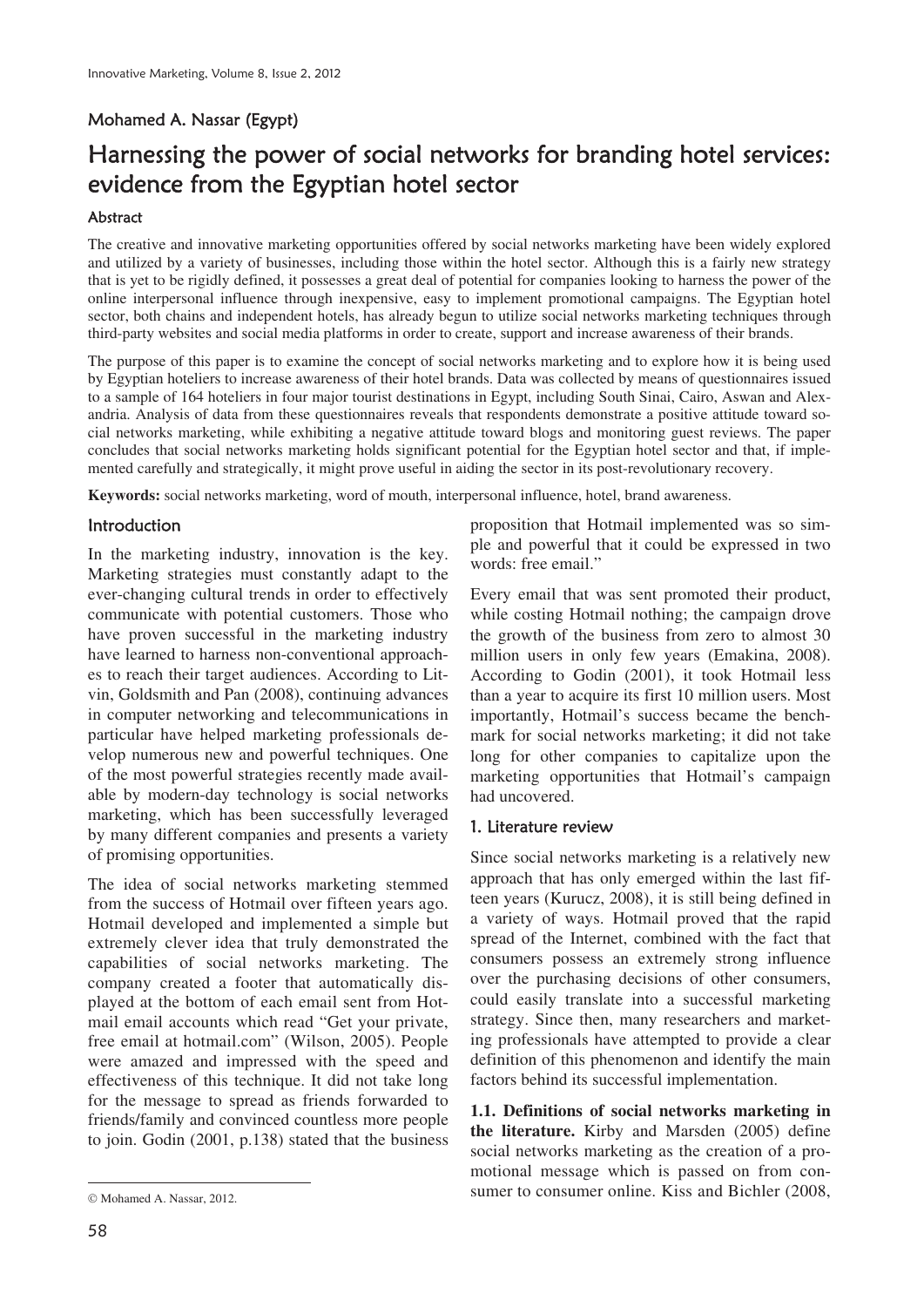**Mohamed A. Nassar (Egypt)**

# Harnessing the power of social networks for branding hotel services: evidence from the Egyptian hotel sector

### Abstract

The creative and innovative marketing opportunities offered by social networks marketing have been widely explored and utilized by a variety of businesses, including those within the hotel sector. Although this is a fairly new strategy that is yet to be rigidly defined, it possesses a great deal of potential for companies looking to harness the power of the online interpersonal influence through inexpensive, easy to implement promotional campaigns. The Egyptian hotel sector, both chains and independent hotels, has already begun to utilize social networks marketing techniques through third-party websites and social media platforms in order to create, support and increase awareness of their brands.

The purpose of this paper is to examine the concept of social networks marketing and to explore how it is being used by Egyptian hoteliers to increase awareness of their hotel brands. Data was collected by means of questionnaires issued to a sample of 164 hoteliers in four major tourist destinations in Egypt, including South Sinai, Cairo, Aswan and Alexandria. Analysis of data from these questionnaires reveals that respondents demonstrate a positive attitude toward social networks marketing, while exhibiting a negative attitude toward blogs and monitoring guest reviews. The paper concludes that social networks marketing holds significant potential for the Egyptian hotel sector and that, if implemented carefully and strategically, it might prove useful in aiding the sector in its post-revolutionary recovery.

**Keywords:** social networks marketing, word of mouth, interpersonal influence, hotel, brand awareness.

## Introduction

In the marketing industry, innovation is the key. Marketing strategies must constantly adapt to the ever-changing cultural trends in order to effectively communicate with potential customers. Those who have proven successful in the marketing industry have learned to harness non-conventional approaches to reach their target audiences. According to Litvin, Goldsmith and Pan (2008), continuing advances in computer networking and telecommunications in particular have helped marketing professionals develop numerous new and powerful techniques. One of the most powerful strategies recently made available by modern-day technology is social networks marketing, which has been successfully leveraged by many different companies and presents a variety of promising opportunities.

The idea of social networks marketing stemmed from the success of Hotmail over fifteen years ago. Hotmail developed and implemented a simple but extremely clever idea that truly demonstrated the capabilities of social networks marketing. The company created a footer that automatically displayed at the bottom of each email sent from Hotmail email accounts which read "Get your private, free email at hotmail.com" (Wilson, 2005). People were amazed and impressed with the speed and effectiveness of this technique. It did not take long for the message to spread as friends forwarded to friends/family and convinced countless more people to join. Godin (2001, p.138) stated that the business proposition that Hotmail implemented was so simple and powerful that it could be expressed in two words: free email."

Every email that was sent promoted their product, while costing Hotmail nothing; the campaign drove the growth of the business from zero to almost 30 million users in only few years (Emakina, 2008). According to Godin (2001), it took Hotmail less than a year to acquire its first 10 million users. Most importantly, Hotmail's success became the benchmark for social networks marketing; it did not take long for other companies to capitalize upon the marketing opportunities that Hotmail's campaign had uncovered.

## 1. Literature review

Since social networks marketing is a relatively new approach that has only emerged within the last fifteen years (Kurucz, 2008), it is still being defined in a variety of ways. Hotmail proved that the rapid spread of the Internet, combined with the fact that consumers possess an extremely strong influence over the purchasing decisions of other consumers, could easily translate into a successful marketing strategy. Since then, many researchers and marketing professionals have attempted to provide a clear definition of this phenomenon and identify the main factors behind its successful implementation.

**1.1. Definitions of social networks marketing in the literature.** Kirby and Marsden (2005) define social networks marketing as the creation of a promotional message which is passed on from consumer to consumer online. Kiss and Bichler (2008,

© Mohamed A. Nassar, 2012.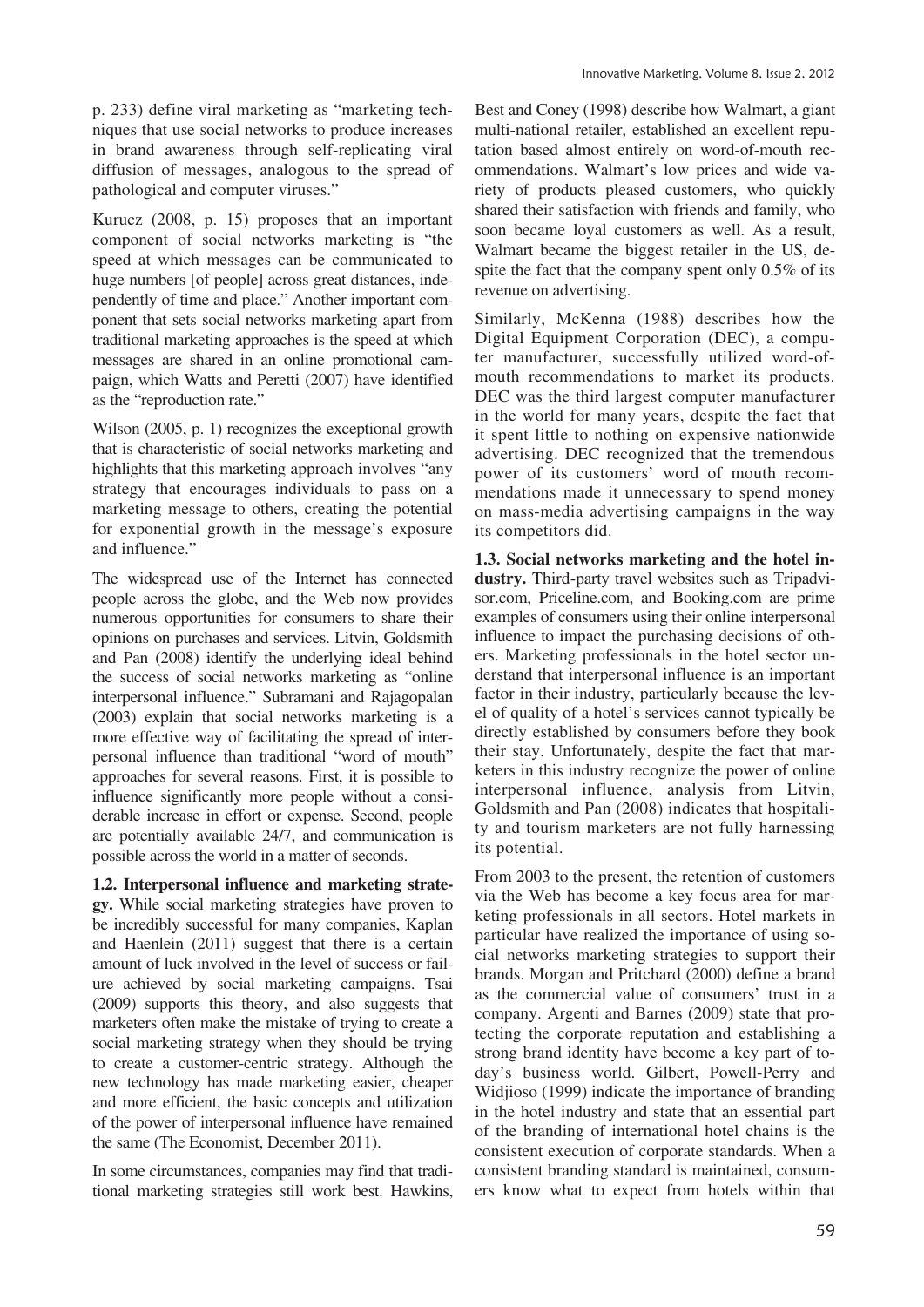p. 233) define viral marketing as "marketing techniques that use social networks to produce increases in brand awareness through self-replicating viral diffusion of messages, analogous to the spread of pathological and computer viruses."

Kurucz (2008, p. 15) proposes that an important component of social networks marketing is "the speed at which messages can be communicated to huge numbers [of people] across great distances, independently of time and place." Another important component that sets social networks marketing apart from traditional marketing approaches is the speed at which messages are shared in an online promotional campaign, which Watts and Peretti (2007) have identified as the "reproduction rate."

Wilson (2005, p. 1) recognizes the exceptional growth that is characteristic of social networks marketing and highlights that this marketing approach involves "any strategy that encourages individuals to pass on a marketing message to others, creating the potential for exponential growth in the message's exposure and influence."

The widespread use of the Internet has connected people across the globe, and the Web now provides numerous opportunities for consumers to share their opinions on purchases and services. Litvin, Goldsmith and Pan (2008) identify the underlying ideal behind the success of social networks marketing as "online interpersonal influence." Subramani and Rajagopalan (2003) explain that social networks marketing is a more effective way of facilitating the spread of interpersonal influence than traditional "word of mouth" approaches for several reasons. First, it is possible to influence significantly more people without a considerable increase in effort or expense. Second, people are potentially available 24/7, and communication is possible across the world in a matter of seconds.

**1.2. Interpersonal influence and marketing strategy.** While social marketing strategies have proven to be incredibly successful for many companies, Kaplan and Haenlein (2011) suggest that there is a certain amount of luck involved in the level of success or failure achieved by social marketing campaigns. Tsai (2009) supports this theory, and also suggests that marketers often make the mistake of trying to create a social marketing strategy when they should be trying to create a customer-centric strategy. Although the new technology has made marketing easier, cheaper and more efficient, the basic concepts and utilization of the power of interpersonal influence have remained the same (The Economist, December 2011).

In some circumstances, companies may find that traditional marketing strategies still work best. Hawkins, Best and Coney (1998) describe how Walmart, a giant multi-national retailer, established an excellent reputation based almost entirely on word-of-mouth recommendations. Walmart's low prices and wide variety of products pleased customers, who quickly shared their satisfaction with friends and family, who soon became loyal customers as well. As a result, Walmart became the biggest retailer in the US, despite the fact that the company spent only 0.5% of its revenue on advertising.

Similarly, McKenna (1988) describes how the Digital Equipment Corporation (DEC), a computer manufacturer, successfully utilized word-of-mouth recommendations to market its products. DEC was the third largest computer manufacturer in the world for many years, despite the fact that it spent little to nothing on expensive nationwide advertising. DEC recognized that the tremendous power of its customers' word of mouth recommendations made it unnecessary to spend money on mass-media advertising campaigns in the way its competitors did.

**1.3. Social networks marketing and the hotel industry.** Third-party travel websites such as Tripadvisor.com, Priceline.com, and Booking.com are prime examples of consumers using their online interpersonal influence to impact the purchasing decisions of others. Marketing professionals in the hotel sector understand that interpersonal influence is an important factor in their industry, particularly because the level of quality of a hotel's services cannot typically be directly established by consumers before they book their stay. Unfortunately, despite the fact that marketers in this industry recognize the power of online interpersonal influence, analysis from Litvin, Goldsmith and Pan (2008) indicates that hospitality and tourism marketers are not fully harnessing its potential.

From 2003 to the present, the retention of customers via the Web has become a key focus area for marketing professionals in all sectors. Hotel markets in particular have realized the importance of using social networks marketing strategies to support their brands. Morgan and Pritchard (2000) define a brand as the commercial value of consumers' trust in a company. Argenti and Barnes (2009) state that protecting the corporate reputation and establishing a strong brand identity have become a key part of today's business world. Gilbert, Powell-Perry and Widjioso (1999) indicate the importance of branding in the hotel industry and state that an essential part of the branding of international hotel chains is the consistent execution of corporate standards. When a consistent branding standard is maintained, consumers know what to expect from hotels within that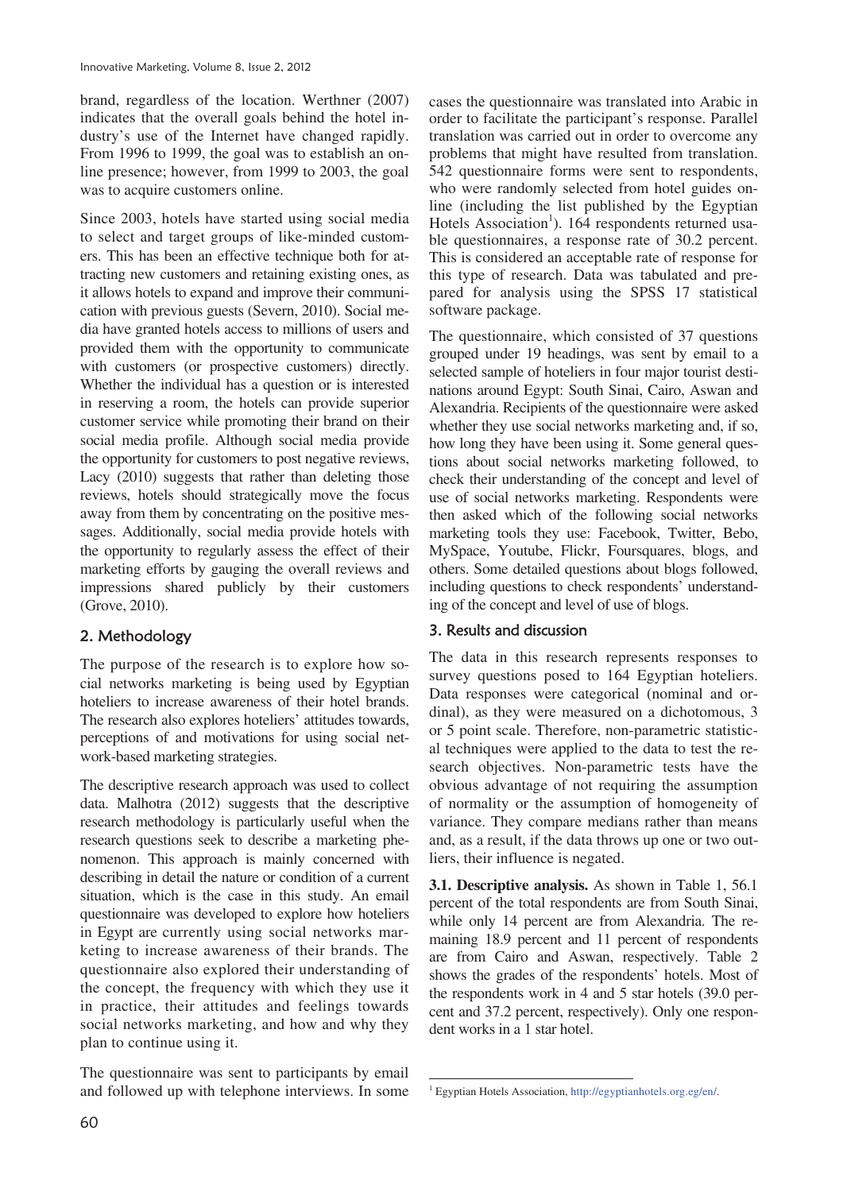brand, regardless of the location. Werthner (2007) indicates that the overall goals behind the hotel industry's use of the Internet have changed rapidly. From 1996 to 1999, the goal was to establish an online presence; however, from 1999 to 2003, the goal was to acquire customers online.

Since 2003, hotels have started using social media to select and target groups of like-minded customers. This has been an effective technique both for attracting new customers and retaining existing ones, as it allows hotels to expand and improve their communication with previous guests (Severn, 2010). Social media have granted hotels access to millions of users and provided them with the opportunity to communicate with customers (or prospective customers) directly. Whether the individual has a question or is interested in reserving a room, the hotels can provide superior customer service while promoting their brand on their social media profile. Although social media provide the opportunity for customers to post negative reviews, Lacy (2010) suggests that rather than deleting those reviews, hotels should strategically move the focus away from them by concentrating on the positive messages. Additionally, social media provide hotels with the opportunity to regularly assess the effect of their marketing efforts by gauging the overall reviews and impressions shared publicly by their customers (Grove, 2010).

## 2. Methodology

The purpose of the research is to explore how social networks marketing is being used by Egyptian hoteliers to increase awareness of their hotel brands. The research also explores hoteliers' attitudes towards, perceptions of and motivations for using social network-based marketing strategies.

The descriptive research approach was used to collect data. Malhotra (2012) suggests that the descriptive research methodology is particularly useful when the research questions seek to describe a marketing phenomenon. This approach is mainly concerned with describing in detail the nature or condition of a current situation, which is the case in this study. An email questionnaire was developed to explore how hoteliers in Egypt are currently using social networks marketing to increase awareness of their brands. The questionnaire also explored their understanding of the concept, the frequency with which they use it in practice, their attitudes and feelings towards social networks marketing, and how and why they plan to continue using it.

The questionnaire was sent to participants by email and followed up with telephone interviews. In some cases the questionnaire was translated into Arabic in order to facilitate the participant's response. Parallel translation was carried out in order to overcome any problems that might have resulted from translation. 542 questionnaire forms were sent to respondents, who were randomly selected from hotel guides online (including the list published by the Egyptian Hotels Association[1]). 164 respondents returned usable questionnaires, a response rate of 30.2 percent. This is considered an acceptable rate of response for this type of research. Data was tabulated and prepared for analysis using the SPSS 17 statistical software package.

The questionnaire, which consisted of 37 questions grouped under 19 headings, was sent by email to a selected sample of hoteliers in four major tourist destinations around Egypt: South Sinai, Cairo, Aswan and Alexandria. Recipients of the questionnaire were asked whether they use social networks marketing and, if so, how long they have been using it. Some general questions about social networks marketing followed, to check their understanding of the concept and level of use of social networks marketing. Respondents were then asked which of the following social networks marketing tools they use: Facebook, Twitter, Bebo, MySpace, Youtube, Flickr, Foursquares, blogs, and others. Some detailed questions about blogs followed, including questions to check respondents' understanding of the concept and level of use of blogs.

## 3. Results and discussion

The data in this research represents responses to survey questions posed to 164 Egyptian hoteliers. Data responses were categorical (nominal and ordinal), as they were measured on a dichotomous, 3 or 5 point scale. Therefore, non-parametric statistical techniques were applied to the data to test the research objectives. Non-parametric tests have the obvious advantage of not requiring the assumption of normality or the assumption of homogeneity of variance. They compare medians rather than means and, as a result, if the data throws up one or two outliers, their influence is negated.

**3.1. Descriptive analysis.** As shown in Table 1, 56.1 percent of the total respondents are from South Sinai, while only 14 percent are from Alexandria. The remaining 18.9 percent and 11 percent of respondents are from Cairo and Aswan, respectively. Table 2 shows the grades of the respondents' hotels. Most of the respondents work in 4 and 5 star hotels (39.0 percent and 37.2 percent, respectively). Only one respondent works in a 1 star hotel.

---

[1] Egyptian Hotels Association, http://egyptianhotels.org.eg/en/.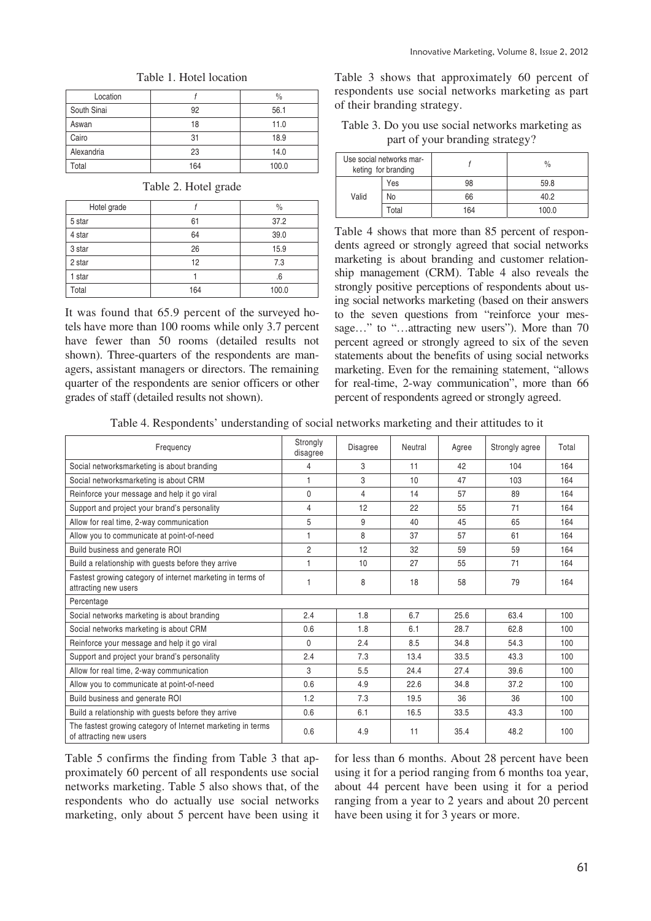Table 1. Hotel location

| Location | f | % |
|---|---|---|
| South Sinai | 92 | 56.1 |
| Aswan | 18 | 11.0 |
| Cairo | 31 | 18.9 |
| Alexandria | 23 | 14.0 |
| Total | 164 | 100.0 |

Table 2. Hotel grade

| Hotel grade | f | % |
|---|---|---|
| 5 star | 61 | 37.2 |
| 4 star | 64 | 39.0 |
| 3 star | 26 | 15.9 |
| 2 star | 12 | 7.3 |
| 1 star | 1 | .6 |
| Total | 164 | 100.0 |

It was found that 65.9 percent of the surveyed hotels have more than 100 rooms while only 3.7 percent have fewer than 50 rooms (detailed results not shown). Three-quarters of the respondents are managers, assistant managers or directors. The remaining quarter of the respondents are senior officers or other grades of staff (detailed results not shown).

Table 3 shows that approximately 60 percent of respondents use social networks marketing as part of their branding strategy.

Table 3. Do you use social networks marketing as part of your branding strategy?

| Use social networks marketing for branding | | f | % |
|---|---|---|---|
| Valid | Yes | 98 | 59.8 |
| | No | 66 | 40.2 |
| | Total | 164 | 100.0 |

Table 4 shows that more than 85 percent of respondents agreed or strongly agreed that social networks marketing is about branding and customer relationship management (CRM). Table 4 also reveals the strongly positive perceptions of respondents about using social networks marketing (based on their answers to the seven questions from "reinforce your message…" to "…attracting new users"). More than 70 percent agreed or strongly agreed to six of the seven statements about the benefits of using social networks marketing. Even for the remaining statement, "allows for real-time, 2-way communication", more than 66 percent of respondents agreed or strongly agreed.

Table 4. Respondents' understanding of social networks marketing and their attitudes to it

| Frequency | Strongly disagree | Disagree | Neutral | Agree | Strongly agree | Total |
|---|---|---|---|---|---|---|
| Social networksmarketing is about branding | 4 | 3 | 11 | 42 | 104 | 164 |
| Social networksmarketing is about CRM | 1 | 3 | 10 | 47 | 103 | 164 |
| Reinforce your message and help it go viral | 0 | 4 | 14 | 57 | 89 | 164 |
| Support and project your brand's personality | 4 | 12 | 22 | 55 | 71 | 164 |
| Allow for real time, 2-way communication | 5 | 9 | 40 | 45 | 65 | 164 |
| Allow you to communicate at point-of-need | 1 | 8 | 37 | 57 | 61 | 164 |
| Build business and generate ROI | 2 | 12 | 32 | 59 | 59 | 164 |
| Build a relationship with guests before they arrive | 1 | 10 | 27 | 55 | 71 | 164 |
| Fastest growing category of internet marketing in terms of attracting new users | 1 | 8 | 18 | 58 | 79 | 164 |
| Percentage | | | | | | |
| Social networks marketing is about branding | 2.4 | 1.8 | 6.7 | 25.6 | 63.4 | 100 |
| Social networks marketing is about CRM | 0.6 | 1.8 | 6.1 | 28.7 | 62.8 | 100 |
| Reinforce your message and help it go viral | 0 | 2.4 | 8.5 | 34.8 | 54.3 | 100 |
| Support and project your brand's personality | 2.4 | 7.3 | 13.4 | 33.5 | 43.3 | 100 |
| Allow for real time, 2-way communication | 3 | 5.5 | 24.4 | 27.4 | 39.6 | 100 |
| Allow you to communicate at point-of-need | 0.6 | 4.9 | 22.6 | 34.8 | 37.2 | 100 |
| Build business and generate ROI | 1.2 | 7.3 | 19.5 | 36 | 36 | 100 |
| Build a relationship with guests before they arrive | 0.6 | 6.1 | 16.5 | 33.5 | 43.3 | 100 |
| The fastest growing category of Internet marketing in terms of attracting new users | 0.6 | 4.9 | 11 | 35.4 | 48.2 | 100 |

Table 5 confirms the finding from Table 3 that approximately 60 percent of all respondents use social networks marketing. Table 5 also shows that, of the respondents who do actually use social networks marketing, only about 5 percent have been using it for less than 6 months. About 28 percent have been using it for a period ranging from 6 months toa year, about 44 percent have been using it for a period ranging from a year to 2 years and about 20 percent have been using it for 3 years or more.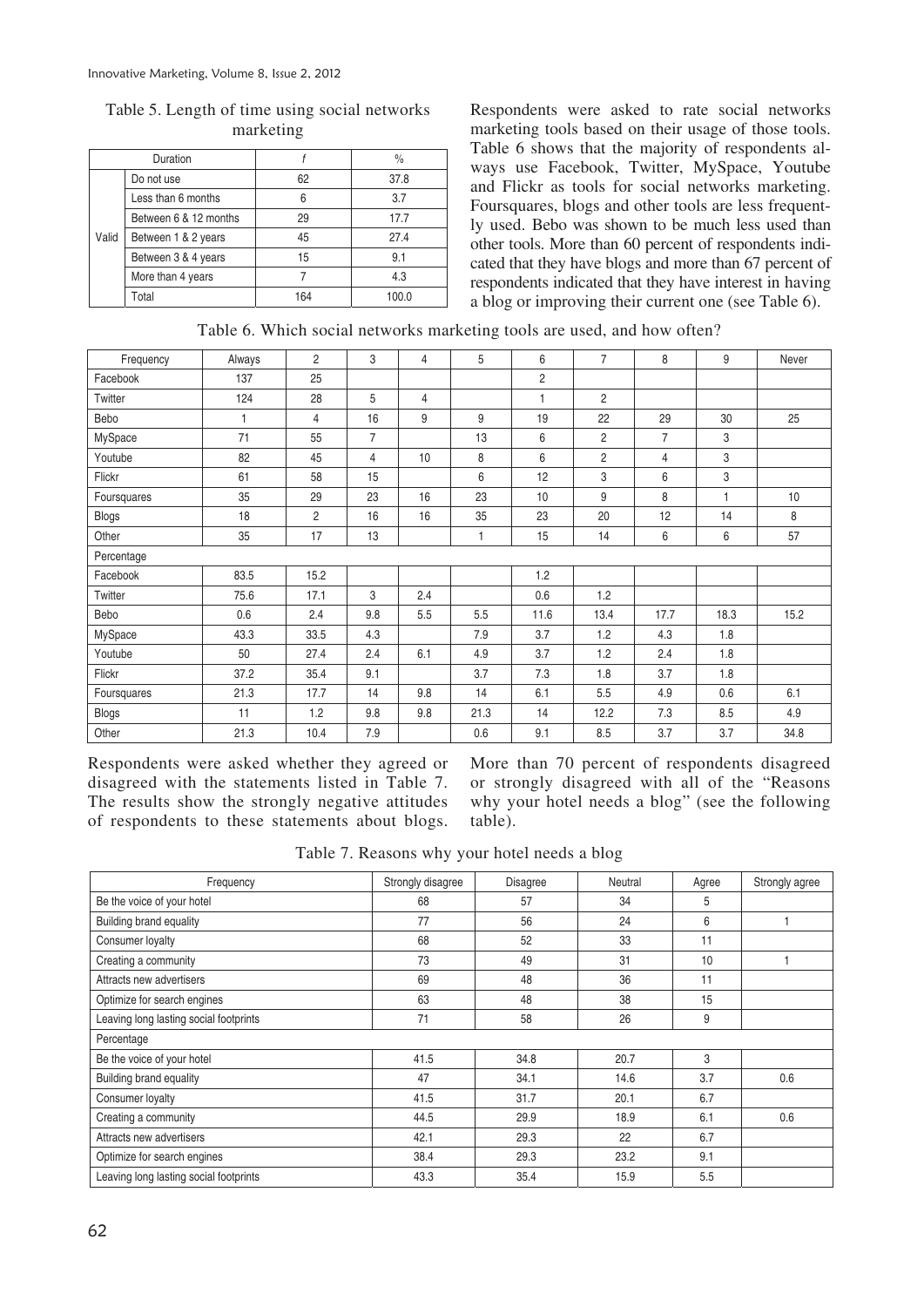Table 5. Length of time using social networks marketing

| | Duration | f | % |
|---|---|---|---|
| Valid | Do not use | 62 | 37.8 |
| | Less than 6 months | 6 | 3.7 |
| | Between 6 & 12 months | 29 | 17.7 |
| | Between 1 & 2 years | 45 | 27.4 |
| | Between 3 & 4 years | 15 | 9.1 |
| | More than 4 years | 7 | 4.3 |
| | Total | 164 | 100.0 |

Respondents were asked to rate social networks marketing tools based on their usage of those tools. Table 6 shows that the majority of respondents always use Facebook, Twitter, MySpace, Youtube and Flickr as tools for social networks marketing. Foursquares, blogs and other tools are less frequently used. Bebo was shown to be much less used than other tools. More than 60 percent of respondents indicated that they have blogs and more than 67 percent of respondents indicated that they have interest in having a blog or improving their current one (see Table 6).

Table 6. Which social networks marketing tools are used, and how often?

| Frequency | Always | 2 | 3 | 4 | 5 | 6 | 7 | 8 | 9 | Never |
|---|---|---|---|---|---|---|---|---|---|---|
| Facebook | 137 | 25 | | | | 2 | | | | |
| Twitter | 124 | 28 | 5 | 4 | | 1 | 2 | | | |
| Bebo | 1 | 4 | 16 | 9 | 9 | 19 | 22 | 29 | 30 | 25 |
| MySpace | 71 | 55 | 7 | | 13 | 6 | 2 | 7 | 3 | |
| Youtube | 82 | 45 | 4 | 10 | 8 | 6 | 2 | 4 | 3 | |
| Flickr | 61 | 58 | 15 | | 6 | 12 | 3 | 6 | 3 | |
| Foursquares | 35 | 29 | 23 | 16 | 23 | 10 | 9 | 8 | 1 | 10 |
| Blogs | 18 | 2 | 16 | 16 | 35 | 23 | 20 | 12 | 14 | 8 |
| Other | 35 | 17 | 13 | | 1 | 15 | 14 | 6 | 6 | 57 |
| Percentage | | | | | | | | | | |
| Facebook | 83.5 | 15.2 | | | | 1.2 | | | | |
| Twitter | 75.6 | 17.1 | 3 | 2.4 | | 0.6 | 1.2 | | | |
| Bebo | 0.6 | 2.4 | 9.8 | 5.5 | 5.5 | 11.6 | 13.4 | 17.7 | 18.3 | 15.2 |
| MySpace | 43.3 | 33.5 | 4.3 | | 7.9 | 3.7 | 1.2 | 4.3 | 1.8 | |
| Youtube | 50 | 27.4 | 2.4 | 6.1 | 4.9 | 3.7 | 1.2 | 2.4 | 1.8 | |
| Flickr | 37.2 | 35.4 | 9.1 | | 3.7 | 7.3 | 1.8 | 3.7 | 1.8 | |
| Foursquares | 21.3 | 17.7 | 14 | 9.8 | 14 | 6.1 | 5.5 | 4.9 | 0.6 | 6.1 |
| Blogs | 11 | 1.2 | 9.8 | 9.8 | 21.3 | 14 | 12.2 | 7.3 | 8.5 | 4.9 |
| Other | 21.3 | 10.4 | 7.9 | | 0.6 | 9.1 | 8.5 | 3.7 | 3.7 | 34.8 |

Respondents were asked whether they agreed or disagreed with the statements listed in Table 7. The results show the strongly negative attitudes of respondents to these statements about blogs. More than 70 percent of respondents disagreed or strongly disagreed with all of the "Reasons why your hotel needs a blog" (see the following table).

Table 7. Reasons why your hotel needs a blog

| Frequency | Strongly disagree | Disagree | Neutral | Agree | Strongly agree |
|---|---|---|---|---|---|
| Be the voice of your hotel | 68 | 57 | 34 | 5 | |
| Building brand equality | 77 | 56 | 24 | 6 | 1 |
| Consumer loyalty | 68 | 52 | 33 | 11 | |
| Creating a community | 73 | 49 | 31 | 10 | 1 |
| Attracts new advertisers | 69 | 48 | 36 | 11 | |
| Optimize for search engines | 63 | 48 | 38 | 15 | |
| Leaving long lasting social footprints | 71 | 58 | 26 | 9 | |
| Percentage | | | | | |
| Be the voice of your hotel | 41.5 | 34.8 | 20.7 | 3 | |
| Building brand equality | 47 | 34.1 | 14.6 | 3.7 | 0.6 |
| Consumer loyalty | 41.5 | 31.7 | 20.1 | 6.7 | |
| Creating a community | 44.5 | 29.9 | 18.9 | 6.1 | 0.6 |
| Attracts new advertisers | 42.1 | 29.3 | 22 | 6.7 | |
| Optimize for search engines | 38.4 | 29.3 | 23.2 | 9.1 | |
| Leaving long lasting social footprints | 43.3 | 35.4 | 15.9 | 5.5 | |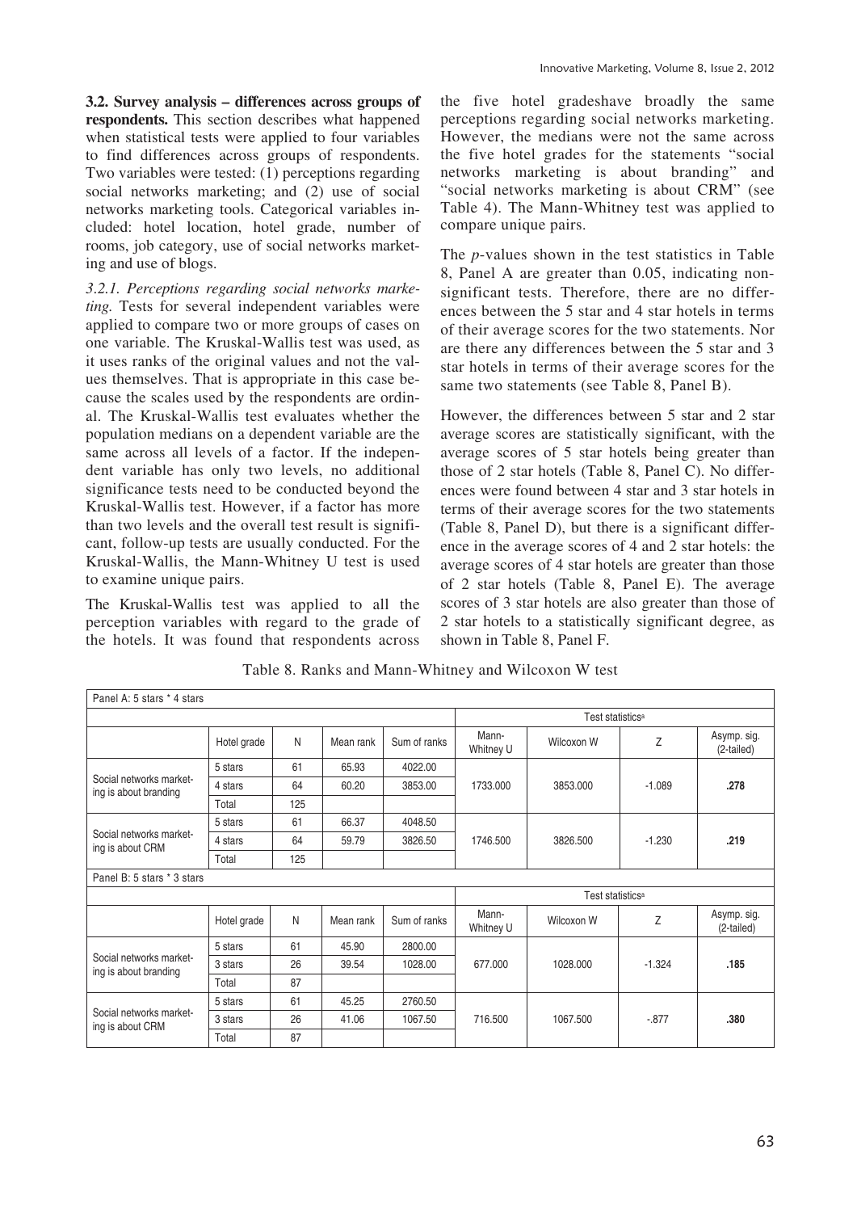**3.2. Survey analysis – differences across groups of respondents.** This section describes what happened when statistical tests were applied to four variables to find differences across groups of respondents. Two variables were tested: (1) perceptions regarding social networks marketing; and (2) use of social networks marketing tools. Categorical variables included: hotel location, hotel grade, number of rooms, job category, use of social networks marketing and use of blogs.

*3.2.1. Perceptions regarding social networks marketing.* Tests for several independent variables were applied to compare two or more groups of cases on one variable. The Kruskal-Wallis test was used, as it uses ranks of the original values and not the values themselves. That is appropriate in this case because the scales used by the respondents are ordinal. The Kruskal-Wallis test evaluates whether the population medians on a dependent variable are the same across all levels of a factor. If the independent variable has only two levels, no additional significance tests need to be conducted beyond the Kruskal-Wallis test. However, if a factor has more than two levels and the overall test result is significant, follow-up tests are usually conducted. For the Kruskal-Wallis, the Mann-Whitney U test is used to examine unique pairs.

The Kruskal-Wallis test was applied to all the perception variables with regard to the grade of the hotels. It was found that respondents across the five hotel gradeshave broadly the same perceptions regarding social networks marketing. However, the medians were not the same across the five hotel grades for the statements "social networks marketing is about branding" and "social networks marketing is about CRM" (see Table 4). The Mann-Whitney test was applied to compare unique pairs.

The *p*-values shown in the test statistics in Table 8, Panel A are greater than 0.05, indicating non-significant tests. Therefore, there are no differences between the 5 star and 4 star hotels in terms of their average scores for the two statements. Nor are there any differences between the 5 star and 3 star hotels in terms of their average scores for the same two statements (see Table 8, Panel B).

However, the differences between 5 star and 2 star average scores are statistically significant, with the average scores of 5 star hotels being greater than those of 2 star hotels (Table 8, Panel C). No differences were found between 4 star and 3 star hotels in terms of their average scores for the two statements (Table 8, Panel D), but there is a significant difference in the average scores of 4 and 2 star hotels: the average scores of 4 star hotels are greater than those of 2 star hotels (Table 8, Panel E). The average scores of 3 star hotels are also greater than those of 2 star hotels to a statistically significant degree, as shown in Table 8, Panel F.

Table 8. Ranks and Mann-Whitney and Wilcoxon W test

| Panel A: 5 stars * 4 stars | | | | | | | | |
|---|---|---|---|---|---|---|---|---|
| | | | | | Test statistics[a] | | | |
| | Hotel grade | N | Mean rank | Sum of ranks | Mann-Whitney U | Wilcoxon W | Z | Asymp. sig. (2-tailed) |
| Social networks marketing is about branding | 5 stars | 61 | 65.93 | 4022.00 | 1733.000 | 3853.000 | -1.089 | **.278** |
| | 4 stars | 64 | 60.20 | 3853.00 | | | | |
| | Total | 125 | | | | | | |
| Social networks marketing is about CRM | 5 stars | 61 | 66.37 | 4048.50 | 1746.500 | 3826.500 | -1.230 | **.219** |
| | 4 stars | 64 | 59.79 | 3826.50 | | | | |
| | Total | 125 | | | | | | |
| Panel B: 5 stars * 3 stars | | | | | | | | |
| | | | | | Test statistics[a] | | | |
| | Hotel grade | N | Mean rank | Sum of ranks | Mann-Whitney U | Wilcoxon W | Z | Asymp. sig. (2-tailed) |
| Social networks marketing is about branding | 5 stars | 61 | 45.90 | 2800.00 | 677.000 | 1028.000 | -1.324 | **.185** |
| | 3 stars | 26 | 39.54 | 1028.00 | | | | |
| | Total | 87 | | | | | | |
| Social networks marketing is about CRM | 5 stars | 61 | 45.25 | 2760.50 | 716.500 | 1067.500 | -.877 | **.380** |
| | 3 stars | 26 | 41.06 | 1067.50 | | | | |
| | Total | 87 | | | | | | |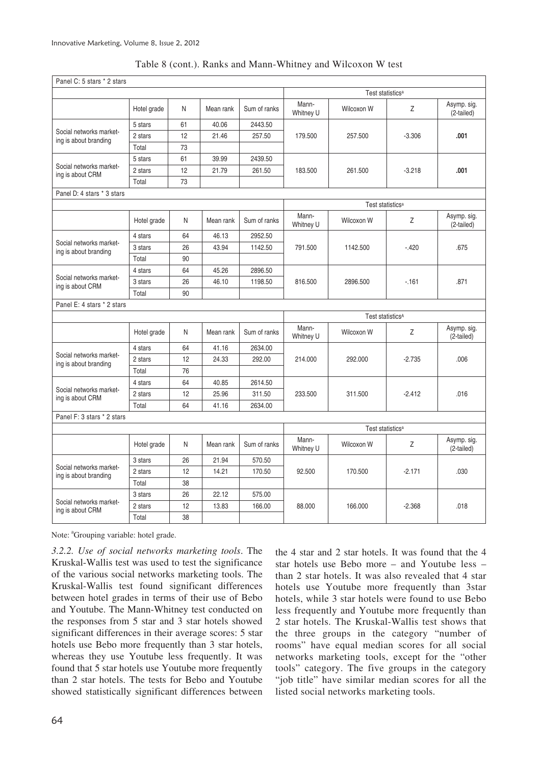Table 8 (cont.). Ranks and Mann-Whitney and Wilcoxon W test

| Panel C: 5 stars * 2 stars | | | | | | | | |
|---|---|---|---|---|---|---|---|---|
| | | | | | Test statistics[a] | | | |
| | Hotel grade | N | Mean rank | Sum of ranks | Mann-Whitney U | Wilcoxon W | Z | Asymp. sig. (2-tailed) |
| Social networks marketing is about branding | 5 stars | 61 | 40.06 | 2443.50 | 179.500 | 257.500 | -3.306 | **.001** |
| | 2 stars | 12 | 21.46 | 257.50 | | | | |
| | Total | 73 | | | | | | |
| Social networks marketing is about CRM | 5 stars | 61 | 39.99 | 2439.50 | 183.500 | 261.500 | -3.218 | **.001** |
| | 2 stars | 12 | 21.79 | 261.50 | | | | |
| | Total | 73 | | | | | | |
| **Panel D: 4 stars * 3 stars** | | | | | | | | |
| | | | | | Test statistics[a] | | | |
| | Hotel grade | N | Mean rank | Sum of ranks | Mann-Whitney U | Wilcoxon W | Z | Asymp. sig. (2-tailed) |
| Social networks marketing is about branding | 4 stars | 64 | 46.13 | 2952.50 | 791.500 | 1142.500 | -.420 | .675 |
| | 3 stars | 26 | 43.94 | 1142.50 | | | | |
| | Total | 90 | | | | | | |
| Social networks marketing is about CRM | 4 stars | 64 | 45.26 | 2896.50 | 816.500 | 2896.500 | -.161 | .871 |
| | 3 stars | 26 | 46.10 | 1198.50 | | | | |
| | Total | 90 | | | | | | |
| **Panel E: 4 stars * 2 stars** | | | | | | | | |
| | | | | | Test statistics[A] | | | |
| | Hotel grade | N | Mean rank | Sum of ranks | Mann-Whitney U | Wilcoxon W | Z | Asymp. sig. (2-tailed) |
| Social networks marketing is about branding | 4 stars | 64 | 41.16 | 2634.00 | 214.000 | 292.000 | -2.735 | .006 |
| | 2 stars | 12 | 24.33 | 292.00 | | | | |
| | Total | 76 | | | | | | |
| Social networks marketing is about CRM | 4 stars | 64 | 40.85 | 2614.50 | 233.500 | 311.500 | -2.412 | .016 |
| | 2 stars | 12 | 25.96 | 311.50 | | | | |
| | Total | 64 | 41.16 | 2634.00 | | | | |
| **Panel F: 3 stars * 2 stars** | | | | | | | | |
| | | | | | Test statistics[a] | | | |
| | Hotel grade | N | Mean rank | Sum of ranks | Mann-Whitney U | Wilcoxon W | Z | Asymp. sig. (2-tailed) |
| Social networks marketing is about branding | 3 stars | 26 | 21.94 | 570.50 | 92.500 | 170.500 | -2.171 | .030 |
| | 2 stars | 12 | 14.21 | 170.50 | | | | |
| | Total | 38 | | | | | | |
| Social networks marketing is about CRM | 3 stars | 26 | 22.12 | 575.00 | 88.000 | 166.000 | -2.368 | .018 |
| | 2 stars | 12 | 13.83 | 166.00 | | | | |
| | Total | 38 | | | | | | |

Note: [a]Grouping variable: hotel grade.

*3.2.2. Use of social networks marketing tools*. The Kruskal-Wallis test was used to test the significance of the various social networks marketing tools. The Kruskal-Wallis test found significant differences between hotel grades in terms of their use of Bebo and Youtube. The Mann-Whitney test conducted on the responses from 5 star and 3 star hotels showed significant differences in their average scores: 5 star hotels use Bebo more frequently than 3 star hotels, whereas they use Youtube less frequently. It was found that 5 star hotels use Youtube more frequently than 2 star hotels. The tests for Bebo and Youtube showed statistically significant differences between the 4 star and 2 star hotels. It was found that the 4 star hotels use Bebo more – and Youtube less – than 2 star hotels. It was also revealed that 4 star hotels use Youtube more frequently than 3star hotels, while 3 star hotels were found to use Bebo less frequently and Youtube more frequently than 2 star hotels. The Kruskal-Wallis test shows that the three groups in the category "number of rooms" have equal median scores for all social networks marketing tools, except for the "other tools" category. The five groups in the category "job title" have similar median scores for all the listed social networks marketing tools.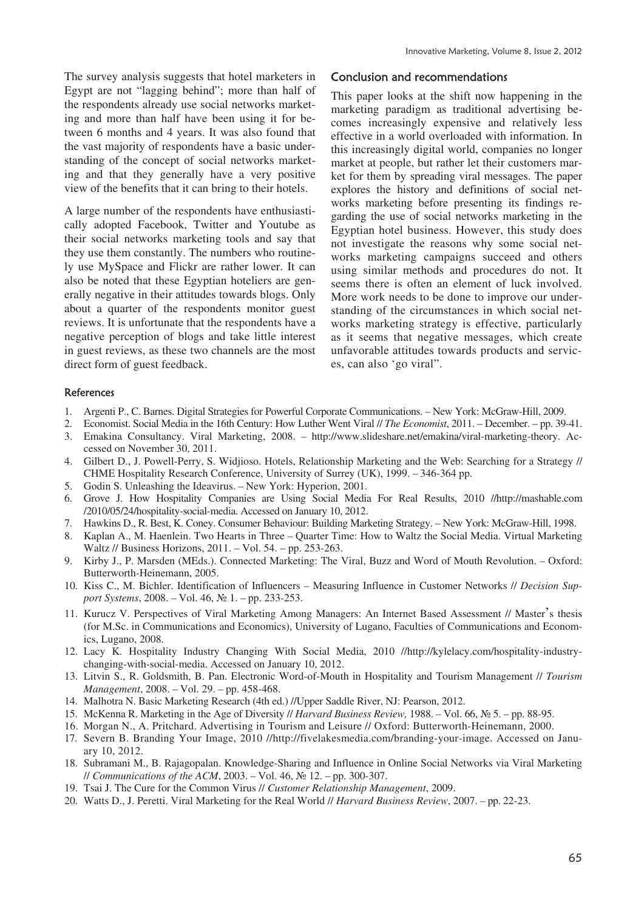The survey analysis suggests that hotel marketers in Egypt are not "lagging behind"; more than half of the respondents already use social networks marketing and more than half have been using it for between 6 months and 4 years. It was also found that the vast majority of respondents have a basic understanding of the concept of social networks marketing and that they generally have a very positive view of the benefits that it can bring to their hotels.

A large number of the respondents have enthusiastically adopted Facebook, Twitter and Youtube as their social networks marketing tools and say that they use them constantly. The numbers who routinely use MySpace and Flickr are rather lower. It can also be noted that these Egyptian hoteliers are generally negative in their attitudes towards blogs. Only about a quarter of the respondents monitor guest reviews. It is unfortunate that the respondents have a negative perception of blogs and take little interest in guest reviews, as these two channels are the most direct form of guest feedback.

## Conclusion and recommendations

This paper looks at the shift now happening in the marketing paradigm as traditional advertising becomes increasingly expensive and relatively less effective in a world overloaded with information. In this increasingly digital world, companies no longer market at people, but rather let their customers market for them by spreading viral messages. The paper explores the history and definitions of social networks marketing before presenting its findings regarding the use of social networks marketing in the Egyptian hotel business. However, this study does not investigate the reasons why some social networks marketing campaigns succeed and others using similar methods and procedures do not. It seems there is often an element of luck involved. More work needs to be done to improve our understanding of the circumstances in which social networks marketing strategy is effective, particularly as it seems that negative messages, which create unfavorable attitudes towards products and services, can also 'go viral".

## References

1. Argenti P., C. Barnes. Digital Strategies for Powerful Corporate Communications. – New York: McGraw-Hill, 2009.
2. Economist. Social Media in the 16th Century: How Luther Went Viral // *The Economist*, 2011. – December. – pp. 39-41.
3. Emakina Consultancy. Viral Marketing, 2008. – http://www.slideshare.net/emakina/viral-marketing-theory. Accessed on November 30, 2011.
4. Gilbert D., J. Powell-Perry, S. Widjioso. Hotels, Relationship Marketing and the Web: Searching for a Strategy // CHME Hospitality Research Conference, University of Surrey (UK), 1999. – 346-364 pp.
5. Godin S. Unleashing the Ideavirus. – New York: Hyperion, 2001.
6. Grove J. How Hospitality Companies are Using Social Media For Real Results, 2010 //http://mashable.com/2010/05/24/hospitality-social-media. Accessed on January 10, 2012.
7. Hawkins D., R. Best, K. Coney. Consumer Behaviour: Building Marketing Strategy. – New York: McGraw-Hill, 1998.
8. Kaplan A., M. Haenlein. Two Hearts in Three – Quarter Time: How to Waltz the Social Media. Virtual Marketing Waltz // Business Horizons, 2011. – Vol. 54. – pp. 253-263.
9. Kirby J., P. Marsden (MEds.). Connected Marketing: The Viral, Buzz and Word of Mouth Revolution. – Oxford: Butterworth-Heinemann, 2005.
10. Kiss C., M. Bichler. Identification of Influencers – Measuring Influence in Customer Networks // *Decision Support Systems*, 2008. – Vol. 46, № 1. – pp. 233-253.
11. Kurucz V. Perspectives of Viral Marketing Among Managers: An Internet Based Assessment // Master's thesis (for M.Sc. in Communications and Economics), University of Lugano, Faculties of Communications and Economics, Lugano, 2008.
12. Lacy K. Hospitality Industry Changing With Social Media, 2010 //http://kylelacy.com/hospitality-industry-changing-with-social-media. Accessed on January 10, 2012.
13. Litvin S., R. Goldsmith, B. Pan. Electronic Word-of-Mouth in Hospitality and Tourism Management // *Tourism Management*, 2008. – Vol. 29. – pp. 458-468.
14. Malhotra N. Basic Marketing Research (4th ed.) //Upper Saddle River, NJ: Pearson, 2012.
15. McKenna R. Marketing in the Age of Diversity // *Harvard Business Review,* 1988. – Vol. 66, № 5. – pp. 88-95.
16. Morgan N., A. Pritchard. Advertising in Tourism and Leisure // Oxford: Butterworth-Heinemann, 2000.
17. Severn B. Branding Your Image, 2010 //http://fivelakesmedia.com/branding-your-image. Accessed on January 10, 2012.
18. Subramani M., B. Rajagopalan. Knowledge-Sharing and Influence in Online Social Networks via Viral Marketing // *Communications of the ACM*, 2003. – Vol. 46, № 12. – pp. 300-307.
19. Tsai J. The Cure for the Common Virus // *Customer Relationship Management*, 2009.
20. Watts D., J. Peretti. Viral Marketing for the Real World // *Harvard Business Review*, 2007. – pp. 22-23.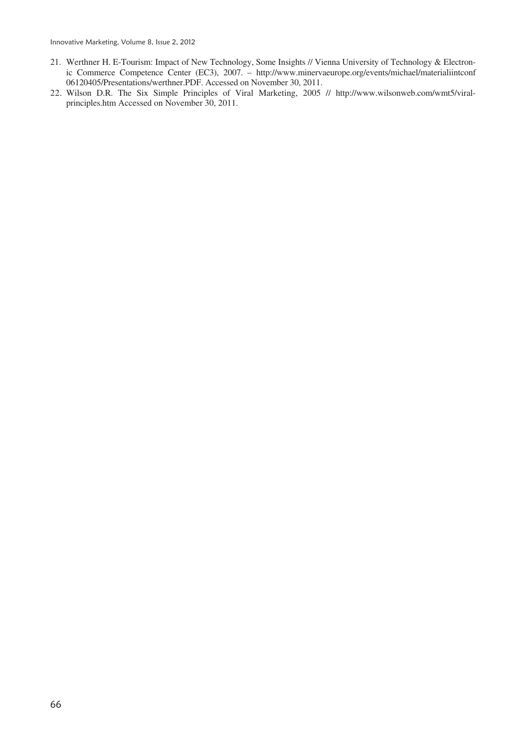21. Werthner H. E-Tourism: Impact of New Technology, Some Insights // Vienna University of Technology & Electronic Commerce Competence Center (EC3), 2007. – http://www.minervaeurope.org/events/michael/materialiintconf06120405/Presentations/werthner.PDF. Accessed on November 30, 2011.
22. Wilson D.R. The Six Simple Principles of Viral Marketing, 2005 // http://www.wilsonweb.com/wmt5/viral-principles.htm Accessed on November 30, 2011.